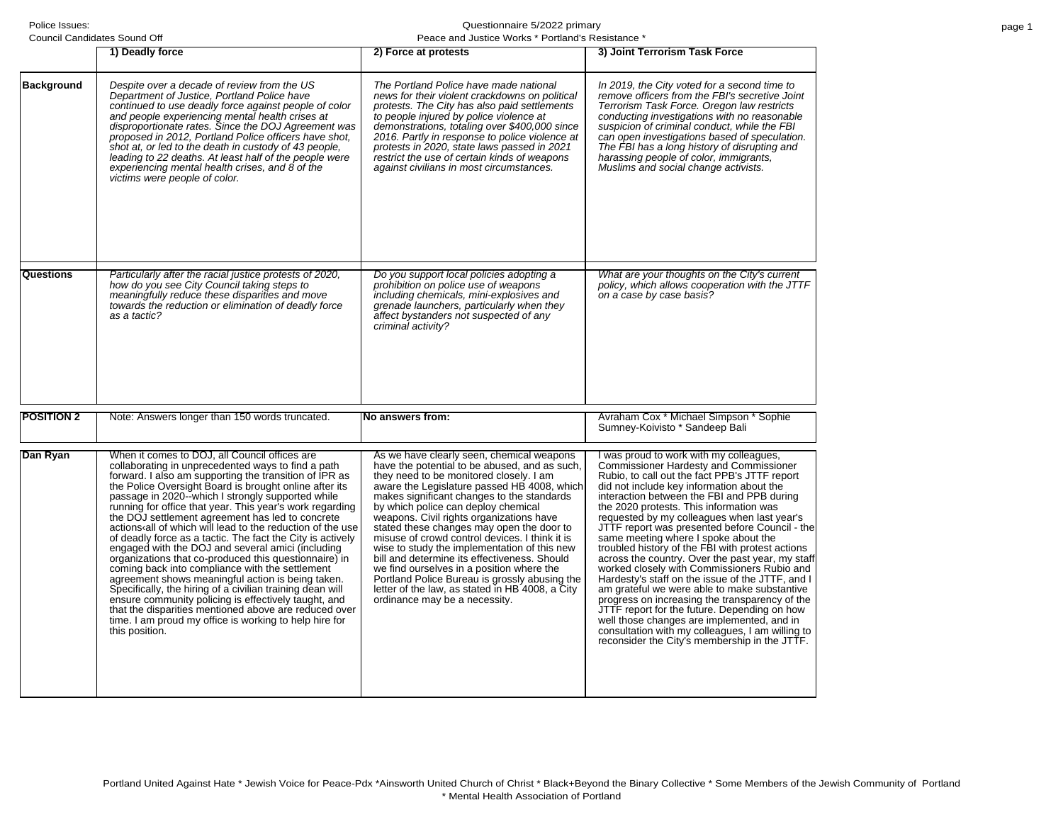Police Issues:
Council Candidates Sound Off

Questionnaire 5/2022 primary
Peace and Justice Works * Portland's Resistance *

| | 1) Deadly force | 2) Force at protests | 3) Joint Terrorism Task Force |
|---|---|---|---|
| **Background** | *Despite over a decade of review from the US Department of Justice, Portland Police have continued to use deadly force against people of color and people experiencing mental health crises at disproportionate rates. Since the DOJ Agreement was proposed in 2012, Portland Police officers have shot, shot at, or led to the death in custody of 43 people, leading to 22 deaths. At least half of the people were experiencing mental health crises, and 8 of the victims were people of color.* | *The Portland Police have made national news for their violent crackdowns on political protests. The City has also paid settlements to people injured by police violence at demonstrations, totaling over $400,000 since 2016. Partly in response to police violence at protests in 2020, state laws passed in 2021 restrict the use of certain kinds of weapons against civilians in most circumstances.* | *In 2019, the City voted for a second time to remove officers from the FBI's secretive Joint Terrorism Task Force. Oregon law restricts conducting investigations with no reasonable suspicion of criminal conduct, while the FBI can open investigations based of speculation. The FBI has a long history of disrupting and harassing people of color, immigrants, Muslims and social change activists.* |
| **Questions** | *Particularly after the racial justice protests of 2020, how do you see City Council taking steps to meaningfully reduce these disparities and move towards the reduction or elimination of deadly force as a tactic?* | *Do you support local policies adopting a prohibition on police use of weapons including chemicals, mini-explosives and grenade launchers, particularly when they affect bystanders not suspected of any criminal activity?* | *What are your thoughts on the City's current policy, which allows cooperation with the JTTF on a case by case basis?* |
| **POSITION 2** | Note: Answers longer than 150 words truncated. | **No answers from:** | Avraham Cox * Michael Simpson * Sophie Sumney-Koivisto * Sandeep Bali |
| **Dan Ryan** | When it comes to DOJ, all Council offices are collaborating in unprecedented ways to find a path forward. I also am supporting the transition of IPR as the Police Oversight Board is brought online after its passage in 2020--which I strongly supported while running for office that year. This year's work regarding the DOJ settlement agreement has led to concrete actions‹all of which will lead to the reduction of the use of deadly force as a tactic. The fact the City is actively engaged with the DOJ and several amici (including organizations that co-produced this questionnaire) in coming back into compliance with the settlement agreement shows meaningful action is being taken. Specifically, the hiring of a civilian training dean will ensure community policing is effectively taught, and that the disparities mentioned above are reduced over time. I am proud my office is working to help hire for this position. | As we have clearly seen, chemical weapons have the potential to be abused, and as such, they need to be monitored closely. I am aware the Legislature passed HB 4008, which makes significant changes to the standards by which police can deploy chemical weapons. Civil rights organizations have stated these changes may open the door to misuse of crowd control devices. I think it is wise to study the implementation of this new bill and determine its effectiveness. Should we find ourselves in a position where the Portland Police Bureau is grossly abusing the letter of the law, as stated in HB 4008, a City ordinance may be a necessity. | I was proud to work with my colleagues, Commissioner Hardesty and Commissioner Rubio, to call out the fact PPB's JTTF report did not include key information about the interaction between the FBI and PPB during the 2020 protests. This information was requested by my colleagues when last year's JTTF report was presented before Council - the same meeting where I spoke about the troubled history of the FBI with protest actions across the country. Over the past year, my staff worked closely with Commissioners Rubio and Hardesty's staff on the issue of the JTTF, and I am grateful we were able to make substantive progress on increasing the transparency of the JTTF report for the future. Depending on how well those changes are implemented, and in consultation with my colleagues, I am willing to reconsider the City's membership in the JTTF. |

Portland United Against Hate * Jewish Voice for Peace-Pdx *Ainsworth United Church of Christ * Black+Beyond the Binary Collective * Some Members of the Jewish Community of Portland * Mental Health Association of Portland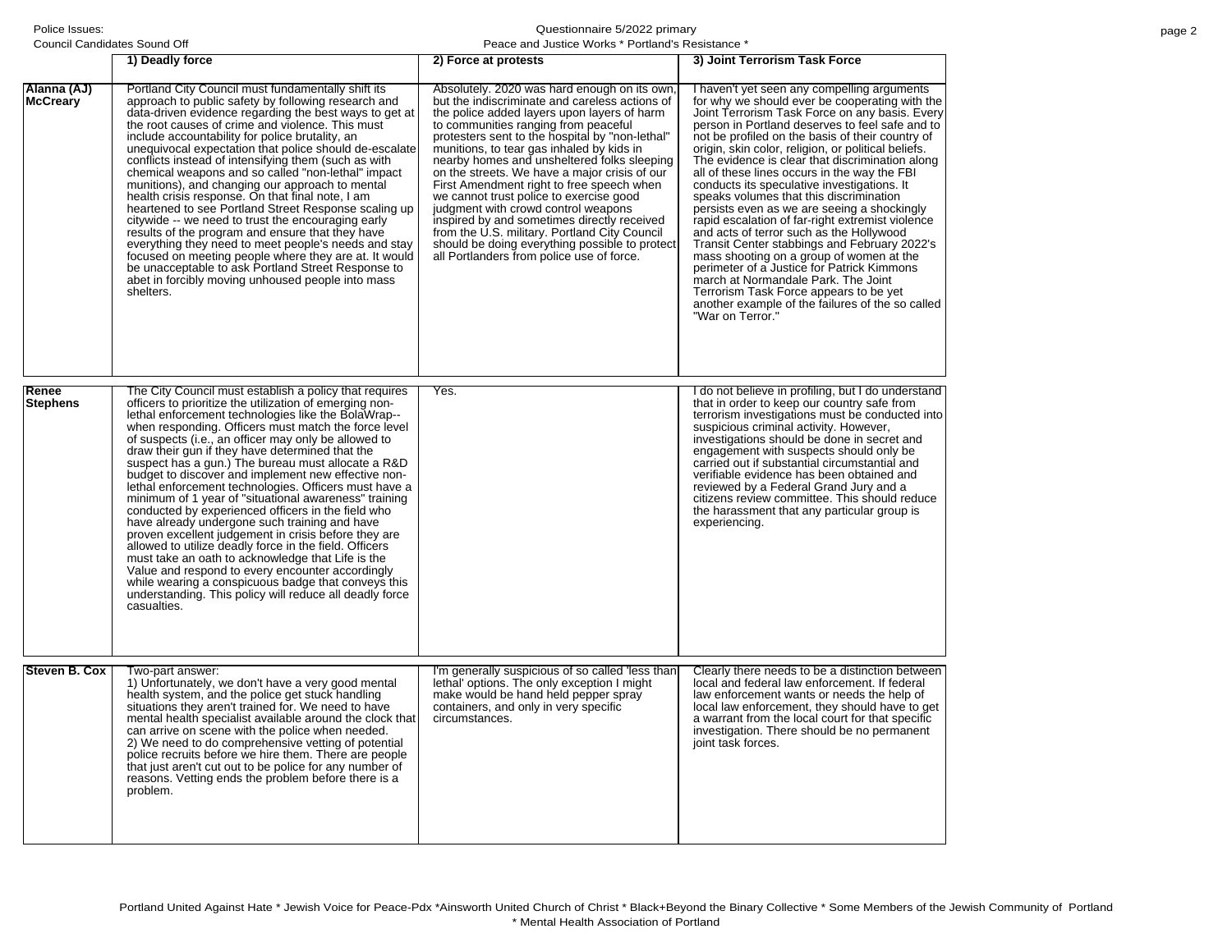| | 1) Deadly force | 2) Force at protests | 3) Joint Terrorism Task Force |
|---|---|---|---|
| **Alanna (AJ) McCreary** | Portland City Council must fundamentally shift its approach to public safety by following research and data-driven evidence regarding the best ways to get at the root causes of crime and violence. This must include accountability for police brutality, an unequivocal expectation that police should de-escalate conflicts instead of intensifying them (such as with chemical weapons and so called "non-lethal" impact munitions), and changing our approach to mental health crisis response. On that final note, I am heartened to see Portland Street Response scaling up citywide -- we need to trust the encouraging early results of the program and ensure that they have everything they need to meet people's needs and stay focused on meeting people where they are at. It would be unacceptable to ask Portland Street Response to abet in forcibly moving unhoused people into mass shelters. | Absolutely. 2020 was hard enough on its own, but the indiscriminate and careless actions of the police added layers upon layers of harm to communities ranging from peaceful protesters sent to the hospital by "non-lethal" munitions, to tear gas inhaled by kids in nearby homes and unsheltered folks sleeping on the streets. We have a major crisis of our First Amendment right to free speech when we cannot trust police to exercise good judgment with crowd control weapons inspired by and sometimes directly received from the U.S. military. Portland City Council should be doing everything possible to protect all Portlanders from police use of force. | I haven't yet seen any compelling arguments for why we should ever be cooperating with the Joint Terrorism Task Force on any basis. Every person in Portland deserves to feel safe and to not be profiled on the basis of their country of origin, skin color, religion, or political beliefs. The evidence is clear that discrimination along all of these lines occurs in the way the FBI conducts its speculative investigations. It speaks volumes that this discrimination persists even as we are seeing a shockingly rapid escalation of far-right extremist violence and acts of terror such as the Hollywood Transit Center stabbings and February 2022's mass shooting on a group of women at the perimeter of a Justice for Patrick Kimmons march at Normandale Park. The Joint Terrorism Task Force appears to be yet another example of the failures of the so called "War on Terror." |
| **Renee Stephens** | The City Council must establish a policy that requires officers to prioritize the utilization of emerging non-lethal enforcement technologies like the BolaWrap--when responding. Officers must match the force level of suspects (i.e., an officer may only be allowed to draw their gun if they have determined that the suspect has a gun.) The bureau must allocate a R&D budget to discover and implement new effective non-lethal enforcement technologies. Officers must have a minimum of 1 year of "situational awareness" training conducted by experienced officers in the field who have already undergone such training and have proven excellent judgement in crisis before they are allowed to utilize deadly force in the field. Officers must take an oath to acknowledge that Life is the Value and respond to every encounter accordingly while wearing a conspicuous badge that conveys this understanding. This policy will reduce all deadly force casualties. | Yes. | I do not believe in profiling, but I do understand that in order to keep our country safe from terrorism investigations must be conducted into suspicious criminal activity. However, investigations should be done in secret and engagement with suspects should only be carried out if substantial circumstantial and verifiable evidence has been obtained and reviewed by a Federal Grand Jury and a citizens review committee. This should reduce the harassment that any particular group is experiencing. |
| **Steven B. Cox** | Two-part answer:<br>1) Unfortunately, we don't have a very good mental health system, and the police get stuck handling situations they aren't trained for. We need to have mental health specialist available around the clock that can arrive on scene with the police when needed.<br>2) We need to do comprehensive vetting of potential police recruits before we hire them. There are people that just aren't cut out to be police for any number of reasons. Vetting ends the problem before there is a problem. | I'm generally suspicious of so called 'less than lethal' options. The only exception I might make would be hand held pepper spray containers, and only in very specific circumstances. | Clearly there needs to be a distinction between local and federal law enforcement. If federal law enforcement wants or needs the help of local law enforcement, they should have to get a warrant from the local court for that specific investigation. There should be no permanent joint task forces. |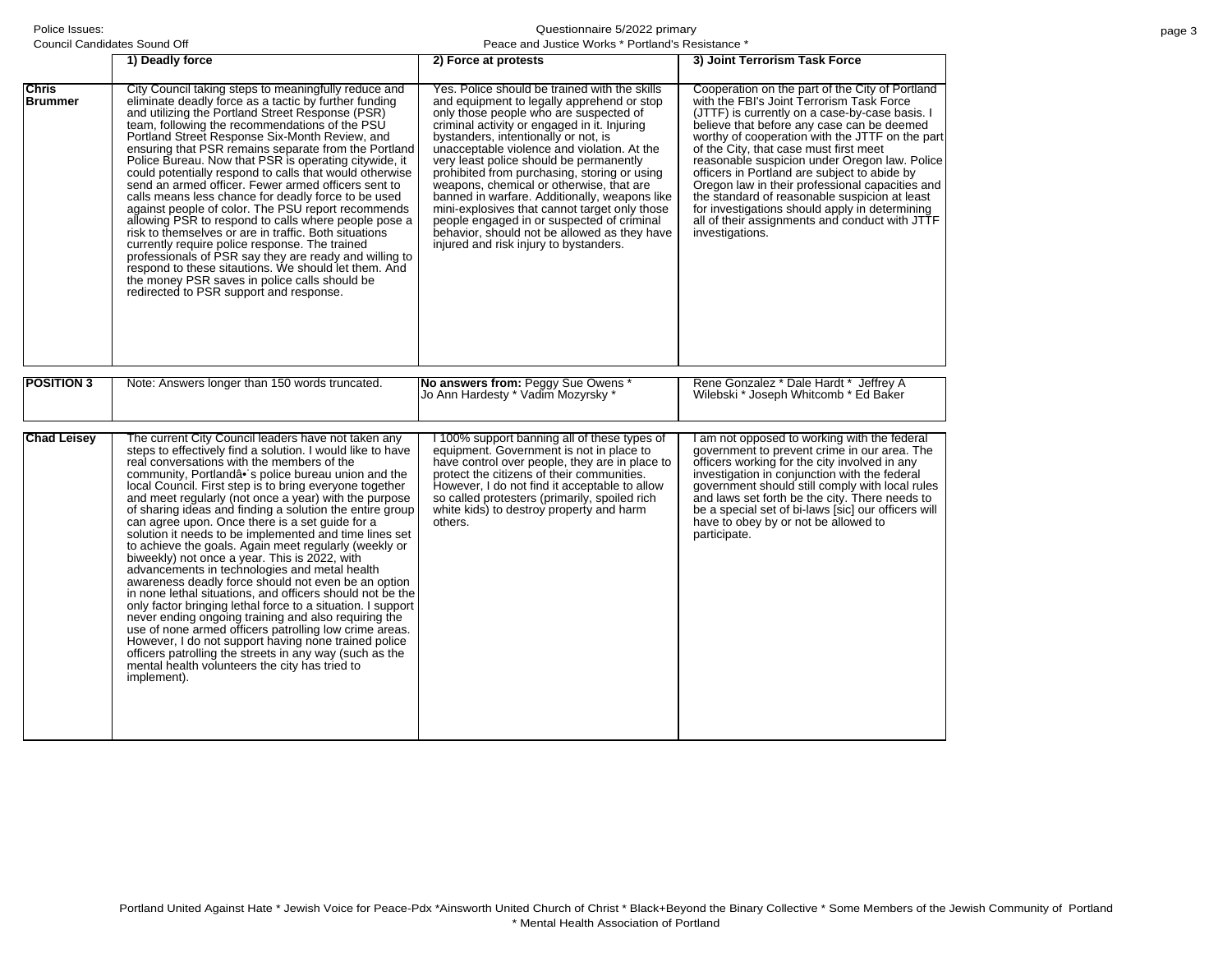| | 1) Deadly force | 2) Force at protests | 3) Joint Terrorism Task Force |
|---|---|---|---|
| **Chris Brummer** | City Council taking steps to meaningfully reduce and eliminate deadly force as a tactic by further funding and utilizing the Portland Street Response (PSR) team, following the recommendations of the PSU Portland Street Response Six-Month Review, and ensuring that PSR remains separate from the Portland Police Bureau. Now that PSR is operating citywide, it could potentially respond to calls that would otherwise send an armed officer. Fewer armed officers sent to calls means less chance for deadly force to be used against people of color. The PSU report recommends allowing PSR to respond to calls where people pose a risk to themselves or are in traffic. Both situations currently require police response. The trained professionals of PSR say they are ready and willing to respond to these sitautions. We should let them. And the money PSR saves in police calls should be redirected to PSR support and response. | Yes. Police should be trained with the skills and equipment to legally apprehend or stop only those people who are suspected of criminal activity or engaged in it. Injuring bystanders, intentionally or not, is unacceptable violence and violation. At the very least police should be permanently prohibited from purchasing, storing or using weapons, chemical or otherwise, that are banned in warfare. Additionally, weapons like mini-explosives that cannot target only those people engaged in or suspected of criminal behavior, should not be allowed as they have injured and risk injury to bystanders. | Cooperation on the part of the City of Portland with the FBI's Joint Terrorism Task Force (JTTF) is currently on a case-by-case basis. I believe that before any case can be deemed worthy of cooperation with the JTTF on the part of the City, that case must first meet reasonable suspicion under Oregon law. Police officers in Portland are subject to abide by Oregon law in their professional capacities and the standard of reasonable suspicion at least for investigations should apply in determining all of their assignments and conduct with JTTF investigations. |
| **POSITION 3** | Note: Answers longer than 150 words truncated. | **No answers from:** Peggy Sue Owens * Jo Ann Hardesty * Vadim Mozyrsky * | Rene Gonzalez * Dale Hardt * Jeffrey A Wilebski * Joseph Whitcomb * Ed Baker |
| **Chad Leisey** | The current City Council leaders have not taken any steps to effectively find a solution. I would like to have real conversations with the members of the community, Portlandâ•`s police bureau union and the local Council. First step is to bring everyone together and meet regularly (not once a year) with the purpose of sharing ideas and finding a solution the entire group can agree upon. Once there is a set guide for a solution it needs to be implemented and time lines set to achieve the goals. Again meet regularly (weekly or biweekly) not once a year. This is 2022, with advancements in technologies and metal health awareness deadly force should not even be an option in none lethal situations, and officers should not be the only factor bringing lethal force to a situation. I support never ending ongoing training and also requiring the use of none armed officers patrolling low crime areas. However, I do not support having none trained police officers patrolling the streets in any way (such as the mental health volunteers the city has tried to implement). | I 100% support banning all of these types of equipment. Government is not in place to have control over people, they are in place to protect the citizens of their communities. However, I do not find it acceptable to allow so called protesters (primarily, spoiled rich white kids) to destroy property and harm others. | I am not opposed to working with the federal government to prevent crime in our area. The officers working for the city involved in any investigation in conjunction with the federal government should still comply with local rules and laws set forth be the city. There needs to be a special set of bi-laws [sic] our officers will have to obey by or not be allowed to participate. |

Portland United Against Hate * Jewish Voice for Peace-Pdx *Ainsworth United Church of Christ * Black+Beyond the Binary Collective * Some Members of the Jewish Community of Portland * Mental Health Association of Portland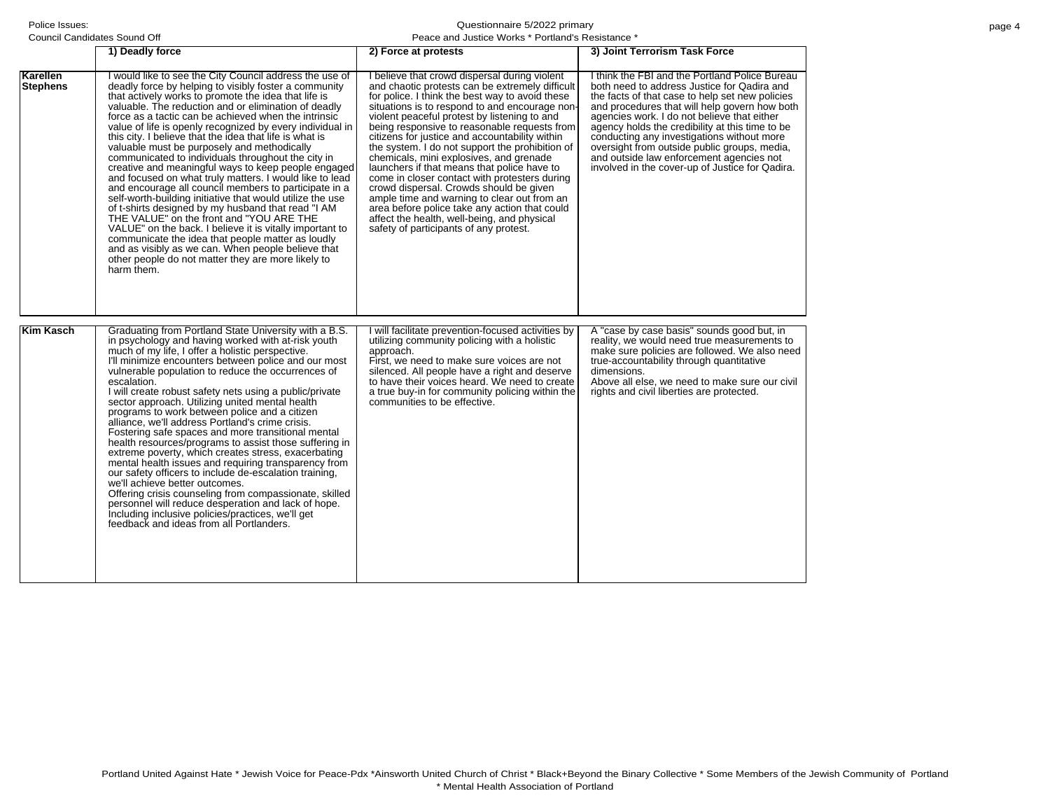| | 1) Deadly force | 2) Force at protests | 3) Joint Terrorism Task Force |
|---|---|---|---|
| **Karellen Stephens** | I would like to see the City Council address the use of deadly force by helping to visibly foster a community that actively works to promote the idea that life is valuable. The reduction and or elimination of deadly force as a tactic can be achieved when the intrinsic value of life is openly recognized by every individual in this city. I believe that the idea that life is what is valuable must be purposely and methodically communicated to individuals throughout the city in creative and meaningful ways to keep people engaged and focused on what truly matters. I would like to lead and encourage all council members to participate in a self-worth-building initiative that would utilize the use of t-shirts designed by my husband that read "I AM THE VALUE" on the front and "YOU ARE THE VALUE" on the back. I believe it is vitally important to communicate the idea that people matter as loudly and as visibly as we can. When people believe that other people do not matter they are more likely to harm them. | I believe that crowd dispersal during violent and chaotic protests can be extremely difficult for police. I think the best way to avoid these situations is to respond to and encourage non-violent peaceful protest by listening to and being responsive to reasonable requests from citizens for justice and accountability within the system. I do not support the prohibition of chemicals, mini explosives, and grenade launchers if that means that police have to come in closer contact with protesters during crowd dispersal. Crowds should be given ample time and warning to clear out from an area before police take any action that could affect the health, well-being, and physical safety of participants of any protest. | I think the FBI and the Portland Police Bureau both need to address Justice for Qadira and the facts of that case to help set new policies and procedures that will help govern how both agencies work. I do not believe that either agency holds the credibility at this time to be conducting any investigations without more oversight from outside public groups, media, and outside law enforcement agencies not involved in the cover-up of Justice for Qadira. |
| **Kim Kasch** | Graduating from Portland State University with a B.S. in psychology and having worked with at-risk youth much of my life, I offer a holistic perspective.<br>I'll minimize encounters between police and our most vulnerable population to reduce the occurrences of escalation.<br>I will create robust safety nets using a public/private sector approach. Utilizing united mental health programs to work between police and a citizen alliance, we'll address Portland's crime crisis.<br>Fostering safe spaces and more transitional mental health resources/programs to assist those suffering in extreme poverty, which creates stress, exacerbating mental health issues and requiring transparency from our safety officers to include de-escalation training, we'll achieve better outcomes.<br>Offering crisis counseling from compassionate, skilled personnel will reduce desperation and lack of hope.<br>Including inclusive policies/practices, we'll get feedback and ideas from all Portlanders. | I will facilitate prevention-focused activities by utilizing community policing with a holistic approach.<br>First, we need to make sure voices are not silenced. All people have a right and deserve to have their voices heard. We need to create a true buy-in for community policing within the communities to be effective. | A "case by case basis" sounds good but, in reality, we would need true measurements to make sure policies are followed. We also need true-accountability through quantitative dimensions.<br>Above all else, we need to make sure our civil rights and civil liberties are protected. |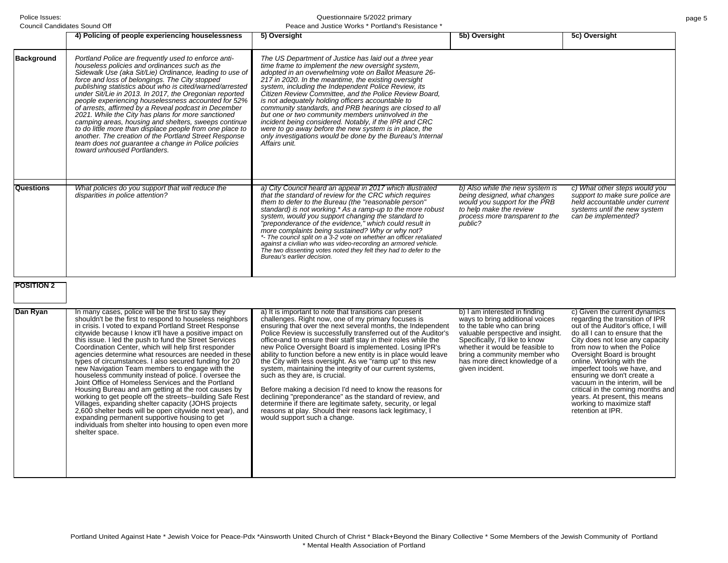| | 4) Policing of people experiencing houselessness | 5) Oversight | 5b) Oversight | 5c) Oversight |
|---|---|---|---|---|
| **Background** | *Portland Police are frequently used to enforce anti-houseless policies and ordinances such as the Sidewalk Use (aka Sit/Lie) Ordinance, leading to use of force and loss of belongings. The City stopped publishing statistics about who is cited/warned/arrested under Sit/Lie in 2013. In 2017, the Oregonian reported people experiencing houselessness accounted for 52% of arrests, affirmed by a Reveal podcast in December 2021. While the City has plans for more sanctioned camping areas, housing and shelters, sweeps continue to do little more than displace people from one place to another. The creation of the Portland Street Response team does not guarantee a change in Police policies toward unhoused Portlanders.* | *The US Department of Justice has laid out a three year time frame to implement the new oversight system, adopted in an overwhelming vote on Ballot Measure 26-217 in 2020. In the meantime, the existing oversight system, including the Independent Police Review, its Citizen Review Committee, and the Police Review Board, is not adequately holding officers accountable to community standards, and PRB hearings are closed to all but one or two community members uninvolved in the incident being considered. Notably, if the IPR and CRC were to go away before the new system is in place, the only investigations would be done by the Bureau's Internal Affairs unit.* | | |
| **Questions** | *What policies do you support that will reduce the disparities in police attention?* | *a) City Council heard an appeal in 2017 which illustrated that the standard of review for the CRC which requires them to defer to the Bureau (the "reasonable person" standard) is not working.* As a ramp-up to the more robust system, would you support changing the standard to "preponderance of the evidence," which could result in more complaints being sustained? Why or why not?*<br>*\*- The council split on a 3-2 vote on whether an officer retaliated against a civilian who was video-recording an armored vehicle. The two dissenting votes noted they felt they had to defer to the Bureau's earlier decision.* | *b) Also while the new system is being designed, what changes would you support for the PRB to help make the review process more transparent to the public?* | *c) What other steps would you support to make sure police are held accountable under current systems until the new system can be implemented?* |
| **POSITION 2** | | | | |
| **Dan Ryan** | In many cases, police will be the first to say they shouldn't be the first to respond to houseless neighbors in crisis. I voted to expand Portland Street Response citywide because I know it'll have a positive impact on this issue. I led the push to fund the Street Services Coordination Center, which will help first responder agencies determine what resources are needed in these types of circumstances. I also secured funding for 20 new Navigation Team members to engage with the houseless community instead of police. I oversee the Joint Office of Homeless Services and the Portland Housing Bureau and am getting at the root causes by working to get people off the streets--building Safe Rest Villages, expanding shelter capacity (JOHS projects 2,600 shelter beds will be open citywide next year), and expanding permanent supportive housing to get individuals from shelter into housing to open even more shelter space. | a) It is important to note that transitions can present challenges. Right now, one of my primary focuses is ensuring that over the next several months, the Independent Police Review is successfully transferred out of the Auditor's office‹and to ensure their staff stay in their roles while the new Police Oversight Board is implemented. Losing IPR's ability to function before a new entity is in place would leave the City with less oversight. As we "ramp up" to this new system, maintaining the integrity of our current systems, such as they are, is crucial.<br><br>Before making a decision I'd need to know the reasons for declining "preponderance" as the standard of review, and determine if there are legitimate safety, security, or legal reasons at play. Should their reasons lack legitimacy, I would support such a change. | b) I am interested in finding ways to bring additional voices to the table who can bring valuable perspective and insight. Specifically, I'd like to know whether it would be feasible to bring a community member who has more direct knowledge of a given incident. | c) Given the current dynamics regarding the transition of IPR out of the Auditor's office, I will do all I can to ensure that the City does not lose any capacity from now to when the Police Oversight Board is brought online. Working with the imperfect tools we have, and ensuring we don't create a vacuum in the interim, will be critical in the coming months and years. At present, this means working to maximize staff retention at IPR. |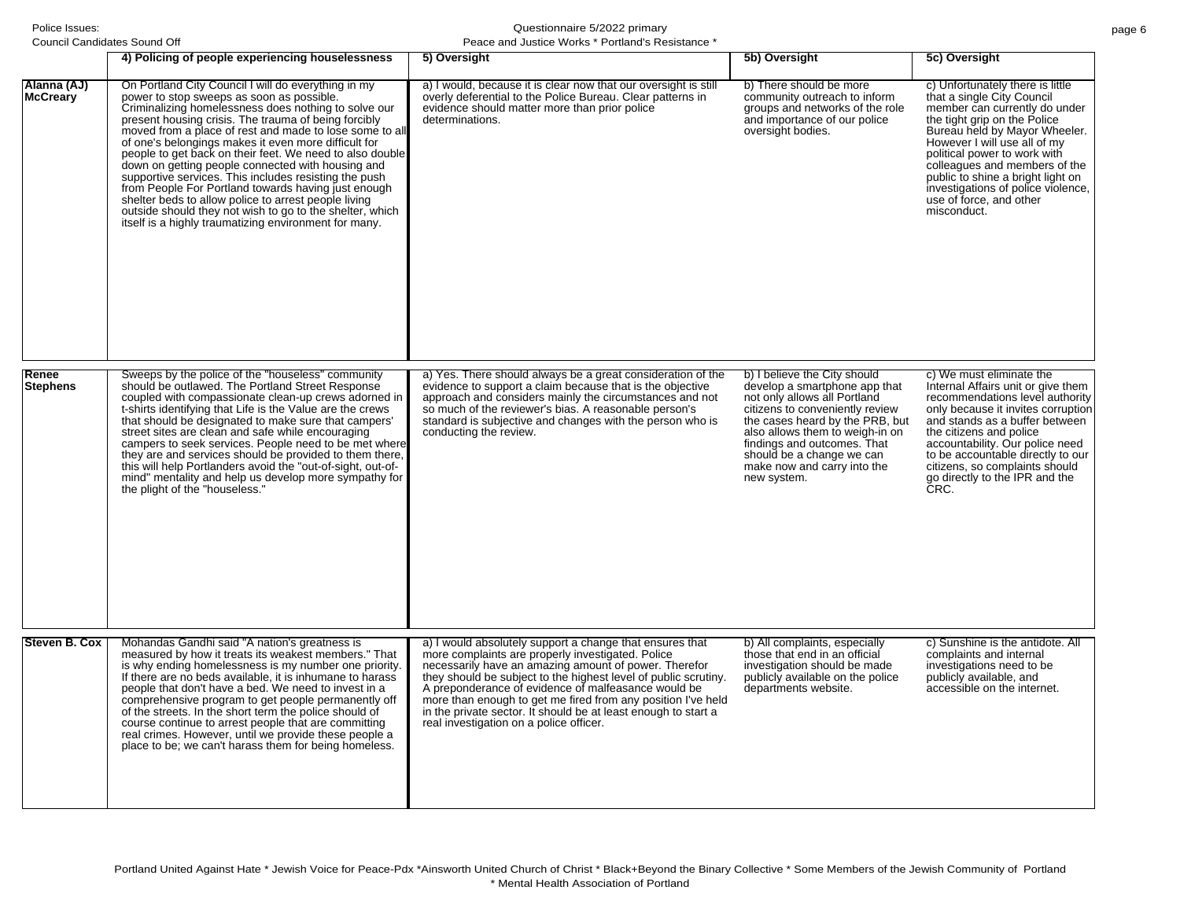| | 4) Policing of people experiencing houselessness | 5) Oversight | 5b) Oversight | 5c) Oversight |
|---|---|---|---|---|
| **Alanna (AJ) McCreary** | On Portland City Council I will do everything in my power to stop sweeps as soon as possible. Criminalizing homelessness does nothing to solve our present housing crisis. The trauma of being forcibly moved from a place of rest and made to lose some to all of one's belongings makes it even more difficult for people to get back on their feet. We need to also double down on getting people connected with housing and supportive services. This includes resisting the push from People For Portland towards having just enough shelter beds to allow police to arrest people living outside should they not wish to go to the shelter, which itself is a highly traumatizing environment for many. | a) I would, because it is clear now that our oversight is still overly deferential to the Police Bureau. Clear patterns in evidence should matter more than prior police determinations. | b) There should be more community outreach to inform groups and networks of the role and importance of our police oversight bodies. | c) Unfortunately there is little that a single City Council member can currently do under the tight grip on the Police Bureau held by Mayor Wheeler. However I will use all of my political power to work with colleagues and members of the public to shine a bright light on investigations of police violence, use of force, and other misconduct. |
| **Renee Stephens** | Sweeps by the police of the "houseless" community should be outlawed. The Portland Street Response coupled with compassionate clean-up crews adorned in t-shirts identifying that Life is the Value are the crews that should be designated to make sure that campers' street sites are clean and safe while encouraging campers to seek services. People need to be met where they are and services should be provided to them there, this will help Portlanders avoid the "out-of-sight, out-of-mind" mentality and help us develop more sympathy for the plight of the "houseless." | a) Yes. There should always be a great consideration of the evidence to support a claim because that is the objective approach and considers mainly the circumstances and not so much of the reviewer's bias. A reasonable person's standard is subjective and changes with the person who is conducting the review. | b) I believe the City should develop a smartphone app that not only allows all Portland citizens to conveniently review the cases heard by the PRB, but also allows them to weigh-in on findings and outcomes. That should be a change we can make now and carry into the new system. | c) We must eliminate the Internal Affairs unit or give them recommendations level authority only because it invites corruption and stands as a buffer between the citizens and police accountability. Our police need to be accountable directly to our citizens, so complaints should go directly to the IPR and the CRC. |
| **Steven B. Cox** | Mohandas Gandhi said "A nation's greatness is measured by how it treats its weakest members." That is why ending homelessness is my number one priority. If there are no beds available, it is inhumane to harass people that don't have a bed. We need to invest in a comprehensive program to get people permanently off of the streets. In the short term the police should of course continue to arrest people that are committing real crimes. However, until we provide these people a place to be; we can't harass them for being homeless. | a) I would absolutely support a change that ensures that more complaints are properly investigated. Police necessarily have an amazing amount of power. Therefor they should be subject to the highest level of public scrutiny. A preponderance of evidence of malfeasance would be more than enough to get me fired from any position I've held in the private sector. It should be at least enough to start a real investigation on a police officer. | b) All complaints, especially those that end in an official investigation should be made publicly available on the police departments website. | c) Sunshine is the antidote. All complaints and internal investigations need to be publicly available, and accessible on the internet. |

Portland United Against Hate * Jewish Voice for Peace-Pdx *Ainsworth United Church of Christ * Black+Beyond the Binary Collective * Some Members of the Jewish Community of Portland * Mental Health Association of Portland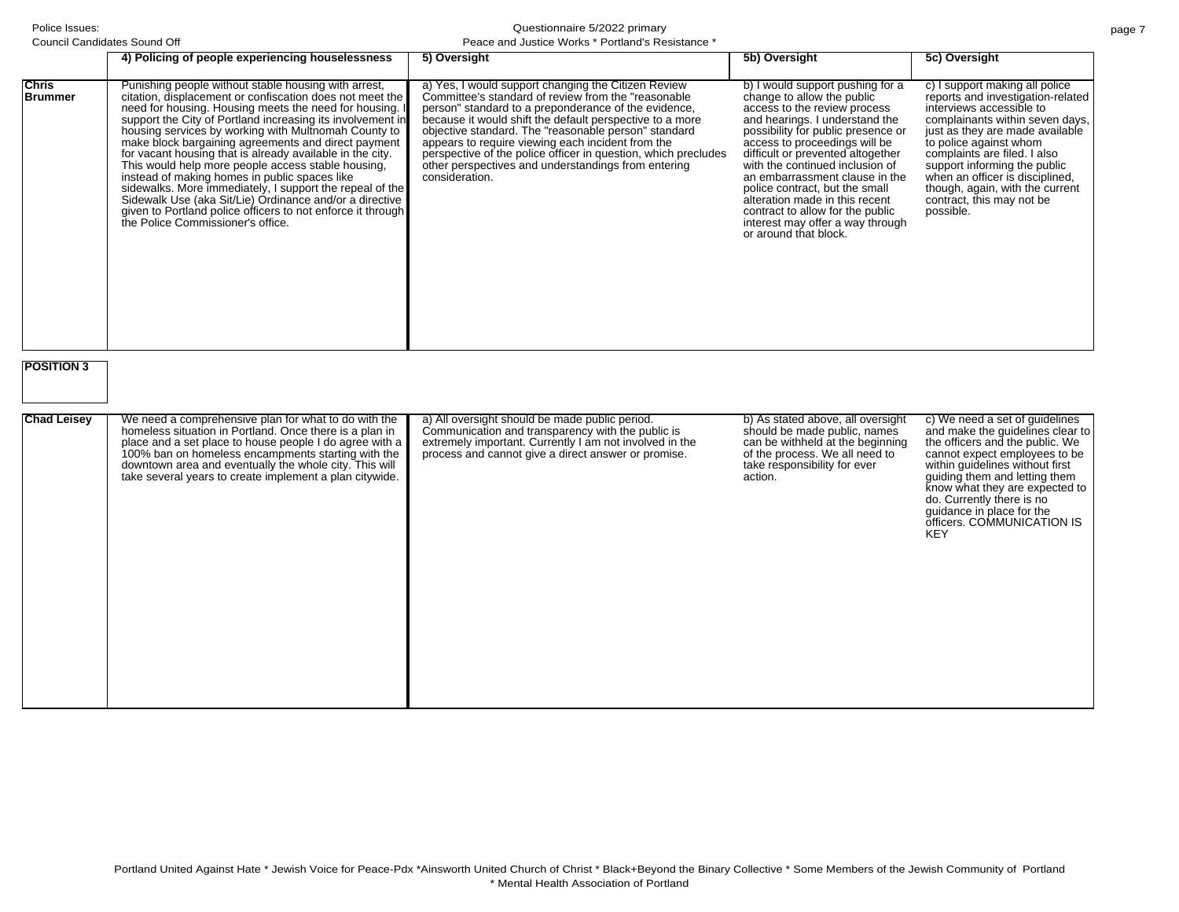| | 4) Policing of people experiencing houselessness | 5) Oversight | 5b) Oversight | 5c) Oversight |
|---|---|---|---|---|
| **Chris Brummer** | Punishing people without stable housing with arrest, citation, displacement or confiscation does not meet the need for housing. Housing meets the need for housing. I support the City of Portland increasing its involvement in housing services by working with Multnomah County to make block bargaining agreements and direct payment for vacant housing that is already available in the city. This would help more people access stable housing, instead of making homes in public spaces like sidewalks. More immediately, I support the repeal of the Sidewalk Use (aka Sit/Lie) Ordinance and/or a directive given to Portland police officers to not enforce it through the Police Commissioner's office. | a) Yes, I would support changing the Citizen Review Committee's standard of review from the "reasonable person" standard to a preponderance of the evidence, because it would shift the default perspective to a more objective standard. The "reasonable person" standard appears to require viewing each incident from the perspective of the police officer in question, which precludes other perspectives and understandings from entering consideration. | b) I would support pushing for a change to allow the public access to the review process and hearings. I understand the possibility for public presence or access to proceedings will be difficult or prevented altogether with the continued inclusion of an embarrassment clause in the police contract, but the small alteration made in this recent contract to allow for the public interest may offer a way through or around that block. | c) I support making all police reports and investigation-related interviews accessible to complainants within seven days, just as they are made available to police against whom complaints are filed. I also support informing the public when an officer is disciplined, though, again, with the current contract, this may not be possible. |
| **POSITION 3** | | | | |
| **Chad Leisey** | We need a comprehensive plan for what to do with the homeless situation in Portland. Once there is a plan in place and a set place to house people I do agree with a 100% ban on homeless encampments starting with the downtown area and eventually the whole city. This will take several years to create implement a plan citywide. | a) All oversight should be made public period. Communication and transparency with the public is extremely important. Currently I am not involved in the process and cannot give a direct answer or promise. | b) As stated above, all oversight should be made public, names can be withheld at the beginning of the process. We all need to take responsibility for ever action. | c) We need a set of guidelines and make the guidelines clear to the officers and the public. We cannot expect employees to be within guidelines without first guiding them and letting them know what they are expected to do. Currently there is no guidance in place for the officers. COMMUNICATION IS KEY |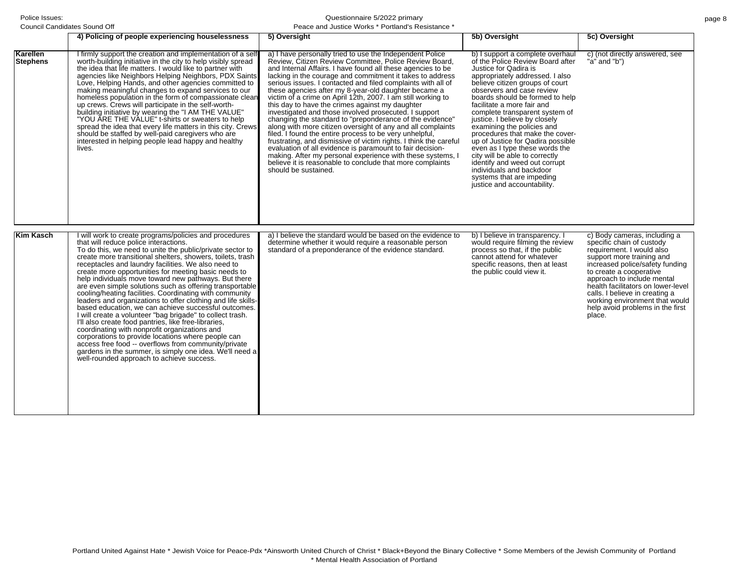| | 4) Policing of people experiencing houselessness | 5) Oversight | 5b) Oversight | 5c) Oversight |
|---|---|---|---|---|
| **Karellen Stephens** | I firmly support the creation and implementation of a self worth-building initiative in the city to help visibly spread the idea that life matters. I would like to partner with agencies like Neighbors Helping Neighbors, PDX Saints Love, Helping Hands, and other agencies committed to making meaningful changes to expand services to our homeless population in the form of compassionate clean up crews. Crews will participate in the self-worth-building initiative by wearing the "I AM THE VALUE" "YOU ARE THE VALUE" t-shirts or sweaters to help spread the idea that every life matters in this city. Crews should be staffed by well-paid caregivers who are interested in helping people lead happy and healthy lives. | a) I have personally tried to use the Independent Police Review, Citizen Review Committee, Police Review Board, and Internal Affairs. I have found all these agencies to be lacking in the courage and commitment it takes to address serious issues. I contacted and filed complaints with all of these agencies after my 8-year-old daughter became a victim of a crime on April 12th, 2007. I am still working to this day to have the crimes against my daughter investigated and those involved prosecuted. I support changing the standard to "preponderance of the evidence" along with more citizen oversight of any and all complaints filed. I found the entire process to be very unhelpful, frustrating, and dismissive of victim rights. I think the careful evaluation of all evidence is paramount to fair decision-making. After my personal experience with these systems, I believe it is reasonable to conclude that more complaints should be sustained. | b) I support a complete overhaul of the Police Review Board after Justice for Qadira is appropriately addressed. I also believe citizen groups of court observers and case review boards should be formed to help facilitate a more fair and complete transparent system of justice. I believe by closely examining the policies and procedures that make the cover-up of Justice for Qadira possible even as I type these words the city will be able to correctly identify and weed out corrupt individuals and backdoor systems that are impeding justice and accountability. | c) (not directly answered, see "a" and "b") |
| **Kim Kasch** | I will work to create programs/policies and procedures that will reduce police interactions.<br>To do this, we need to unite the public/private sector to create more transitional shelters, showers, toilets, trash receptacles and laundry facilities. We also need to create more opportunities for meeting basic needs to help individuals move toward new pathways. But there are even simple solutions such as offering transportable cooling/heating facilities. Coordinating with community leaders and organizations to offer clothing and life skills-based education, we can achieve successful outcomes. I will create a volunteer "bag brigade" to collect trash. I'll also create food pantries, like free-libraries, coordinating with nonprofit organizations and corporations to provide locations where people can access free food -- overflows from community/private gardens in the summer, is simply one idea. We'll need a well-rounded approach to achieve success. | a) I believe the standard would be based on the evidence to determine whether it would require a reasonable person standard of a preponderance of the evidence standard. | b) I believe in transparency. I would require filming the review process so that, if the public cannot attend for whatever specific reasons, then at least the public could view it. | c) Body cameras, including a specific chain of custody requirement. I would also support more training and increased police/safety funding to create a cooperative approach to include mental health facilitators on lower-level calls. I believe in creating a working environment that would help avoid problems in the first place. |

Portland United Against Hate * Jewish Voice for Peace-Pdx *Ainsworth United Church of Christ * Black+Beyond the Binary Collective * Some Members of the Jewish Community of Portland * Mental Health Association of Portland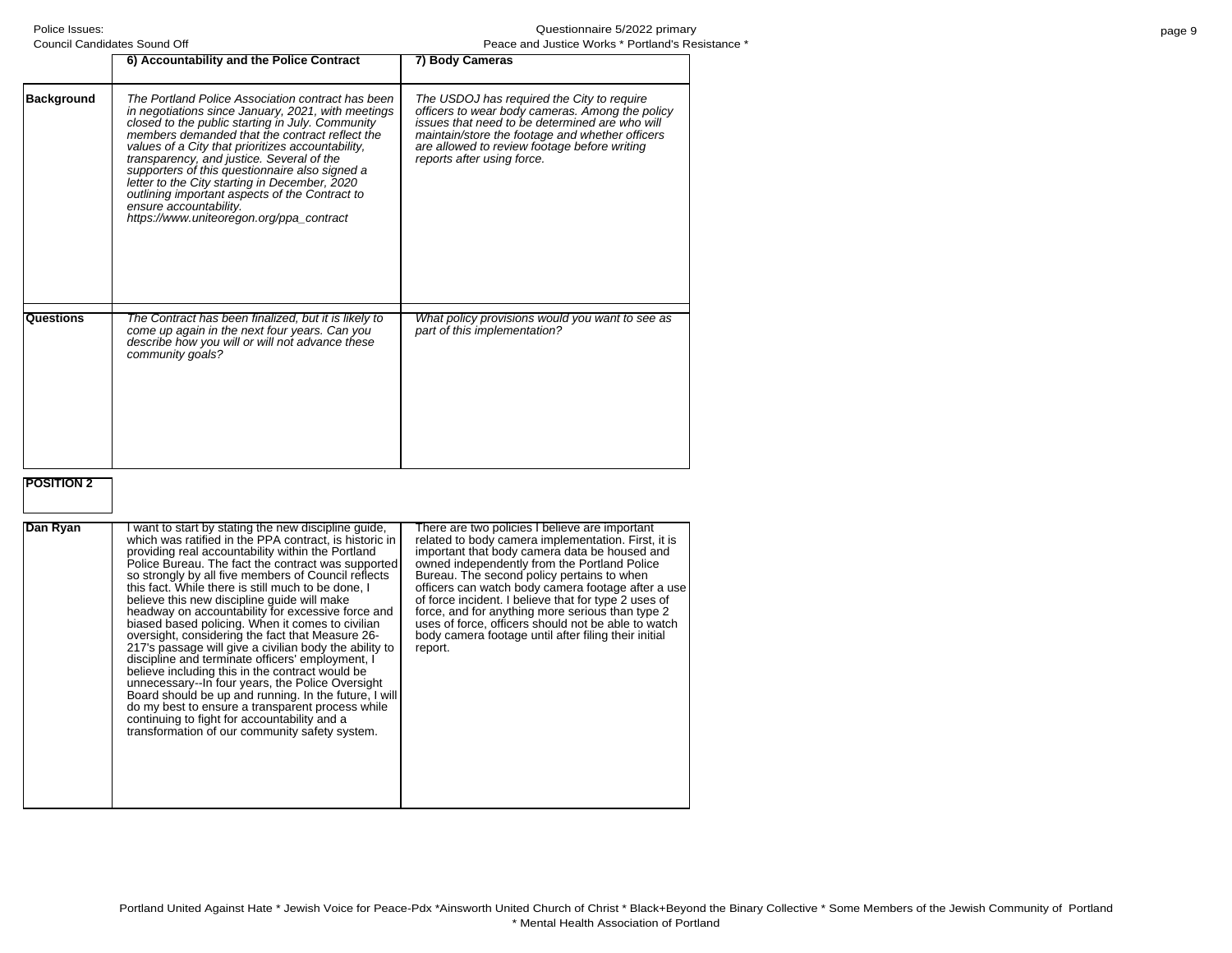| | 6) Accountability and the Police Contract | 7) Body Cameras |
|---|---|---|
| **Background** | *The Portland Police Association contract has been in negotiations since January, 2021, with meetings closed to the public starting in July. Community members demanded that the contract reflect the values of a City that prioritizes accountability, transparency, and justice. Several of the supporters of this questionnaire also signed a letter to the City starting in December, 2020 outlining important aspects of the Contract to ensure accountability. https://www.uniteoregon.org/ppa_contract* | *The USDOJ has required the City to require officers to wear body cameras. Among the policy issues that need to be determined are who will maintain/store the footage and whether officers are allowed to review footage before writing reports after using force.* |
| **Questions** | *The Contract has been finalized, but it is likely to come up again in the next four years. Can you describe how you will or will not advance these community goals?* | *What policy provisions would you want to see as part of this implementation?* |
| **POSITION 2** | | |
| **Dan Ryan** | I want to start by stating the new discipline guide, which was ratified in the PPA contract, is historic in providing real accountability within the Portland Police Bureau. The fact the contract was supported so strongly by all five members of Council reflects this fact. While there is still much to be done, I believe this new discipline guide will make headway on accountability for excessive force and biased based policing. When it comes to civilian oversight, considering the fact that Measure 26-217's passage will give a civilian body the ability to discipline and terminate officers' employment, I believe including this in the contract would be unnecessary--In four years, the Police Oversight Board should be up and running. In the future, I will do my best to ensure a transparent process while continuing to fight for accountability and a transformation of our community safety system. | There are two policies I believe are important related to body camera implementation. First, it is important that body camera data be housed and owned independently from the Portland Police Bureau. The second policy pertains to when officers can watch body camera footage after a use of force incident. I believe that for type 2 uses of force, and for anything more serious than type 2 uses of force, officers should not be able to watch body camera footage until after filing their initial report. |

Portland United Against Hate * Jewish Voice for Peace-Pdx *Ainsworth United Church of Christ * Black+Beyond the Binary Collective * Some Members of the Jewish Community of Portland * Mental Health Association of Portland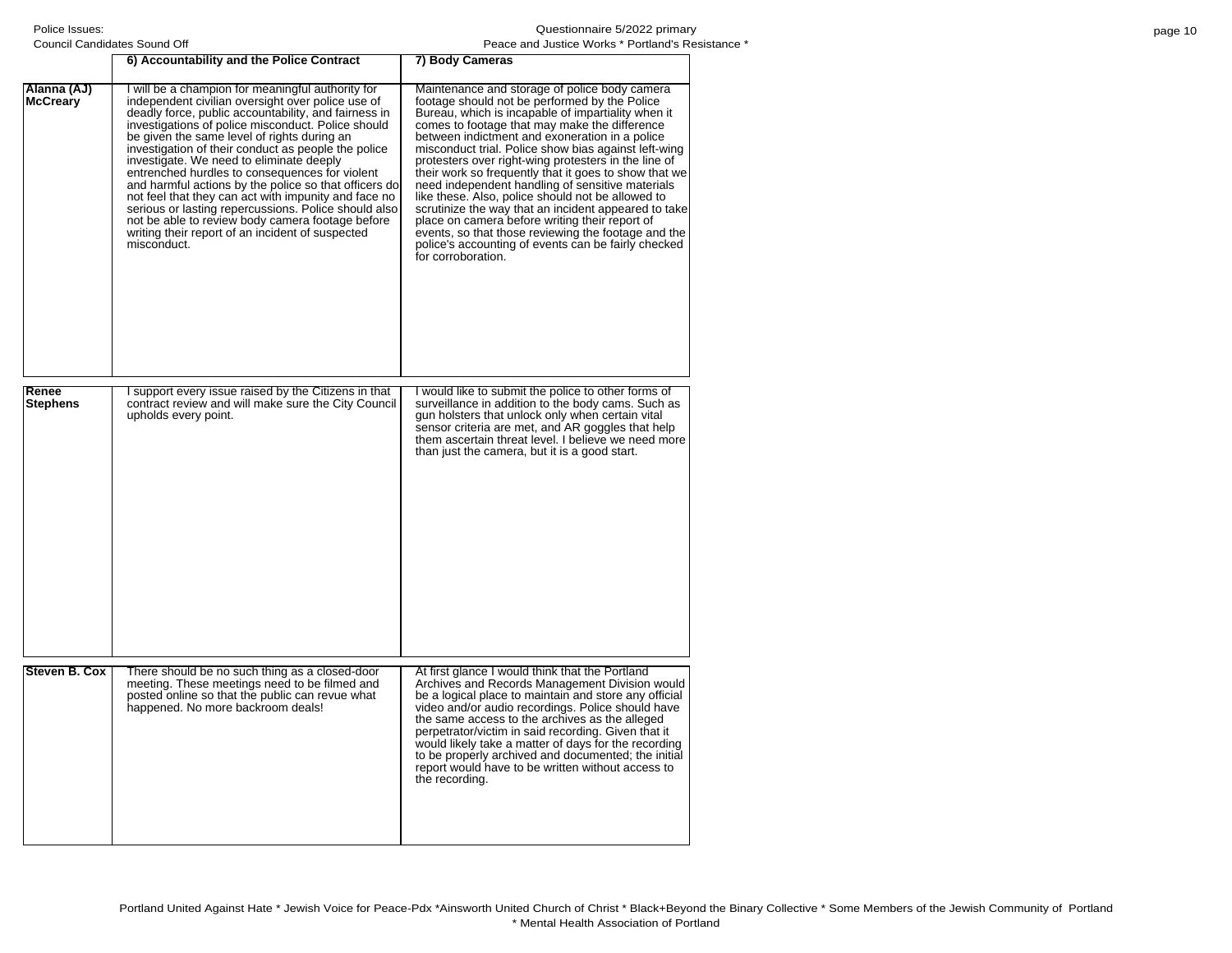| | 6) Accountability and the Police Contract | 7) Body Cameras |
|---|---|---|
| **Alanna (AJ) McCreary** | I will be a champion for meaningful authority for independent civilian oversight over police use of deadly force, public accountability, and fairness in investigations of police misconduct. Police should be given the same level of rights during an investigation of their conduct as people the police investigate. We need to eliminate deeply entrenched hurdles to consequences for violent and harmful actions by the police so that officers do not feel that they can act with impunity and face no serious or lasting repercussions. Police should also not be able to review body camera footage before writing their report of an incident of suspected misconduct. | Maintenance and storage of police body camera footage should not be performed by the Police Bureau, which is incapable of impartiality when it comes to footage that may make the difference between indictment and exoneration in a police misconduct trial. Police show bias against left-wing protesters over right-wing protesters in the line of their work so frequently that it goes to show that we need independent handling of sensitive materials like these. Also, police should not be allowed to scrutinize the way that an incident appeared to take place on camera before writing their report of events, so that those reviewing the footage and the police's accounting of events can be fairly checked for corroboration. |
| **Renee Stephens** | I support every issue raised by the Citizens in that contract review and will make sure the City Council upholds every point. | I would like to submit the police to other forms of surveillance in addition to the body cams. Such as gun holsters that unlock only when certain vital sensor criteria are met, and AR goggles that help them ascertain threat level. I believe we need more than just the camera, but it is a good start. |
| **Steven B. Cox** | There should be no such thing as a closed-door meeting. These meetings need to be filmed and posted online so that the public can revue what happened. No more backroom deals! | At first glance I would think that the Portland Archives and Records Management Division would be a logical place to maintain and store any official video and/or audio recordings. Police should have the same access to the archives as the alleged perpetrator/victim in said recording. Given that it would likely take a matter of days for the recording to be properly archived and documented; the initial report would have to be written without access to the recording. |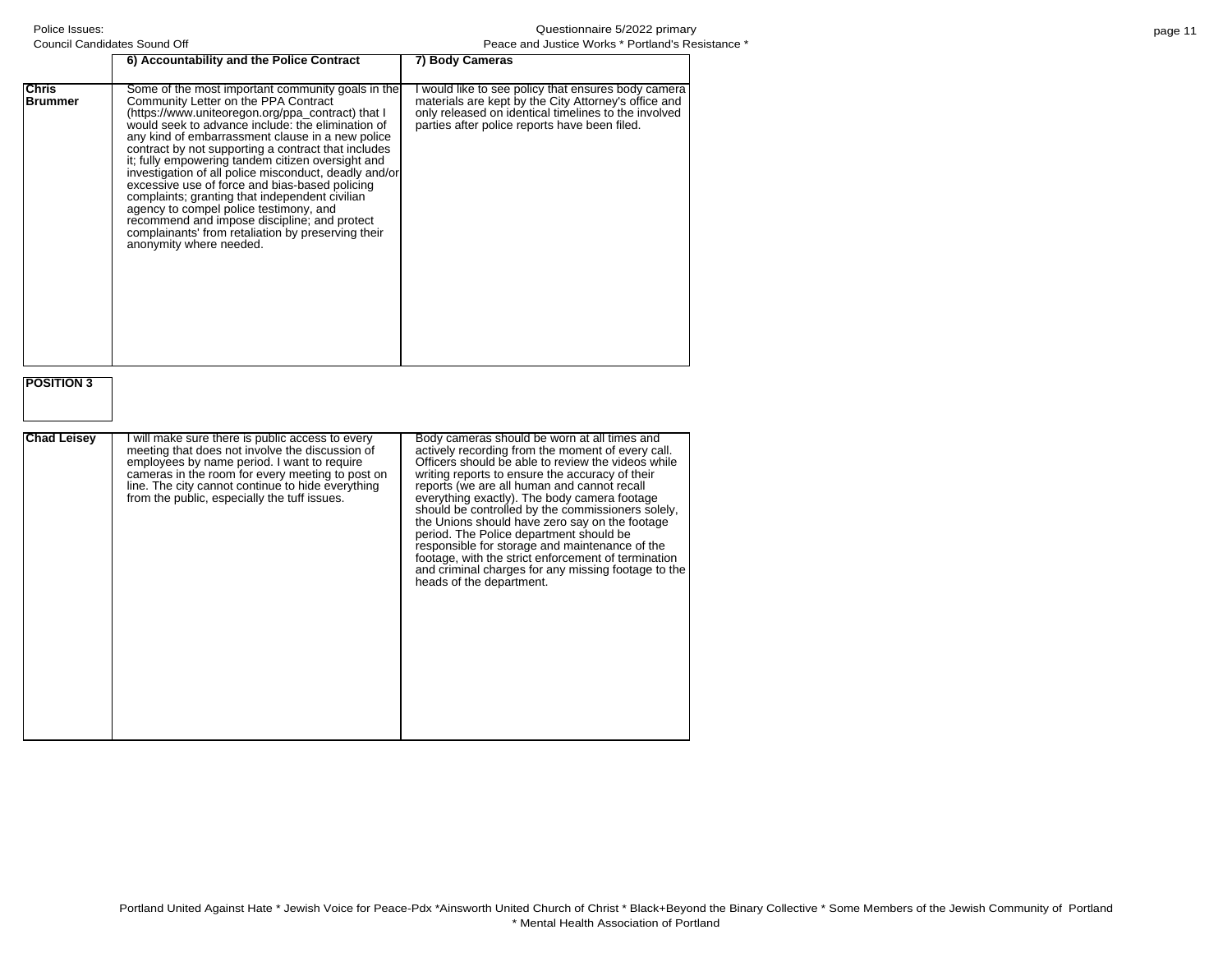| | 6) Accountability and the Police Contract | 7) Body Cameras |
|---|---|---|
| **Chris Brummer** | Some of the most important community goals in the Community Letter on the PPA Contract (https://www.uniteoregon.org/ppa_contract) that I would seek to advance include: the elimination of any kind of embarrassment clause in a new police contract by not supporting a contract that includes it; fully empowering tandem citizen oversight and investigation of all police misconduct, deadly and/or excessive use of force and bias-based policing complaints; granting that independent civilian agency to compel police testimony, and recommend and impose discipline; and protect complainants' from retaliation by preserving their anonymity where needed. | I would like to see policy that ensures body camera materials are kept by the City Attorney's office and only released on identical timelines to the involved parties after police reports have been filed. |
| **POSITION 3** | | |
| **Chad Leisey** | I will make sure there is public access to every meeting that does not involve the discussion of employees by name period. I want to require cameras in the room for every meeting to post on line. The city cannot continue to hide everything from the public, especially the tuff issues. | Body cameras should be worn at all times and actively recording from the moment of every call. Officers should be able to review the videos while writing reports to ensure the accuracy of their reports (we are all human and cannot recall everything exactly). The body camera footage should be controlled by the commissioners solely, the Unions should have zero say on the footage period. The Police department should be responsible for storage and maintenance of the footage, with the strict enforcement of termination and criminal charges for any missing footage to the heads of the department. |

Portland United Against Hate * Jewish Voice for Peace-Pdx *Ainsworth United Church of Christ * Black+Beyond the Binary Collective * Some Members of the Jewish Community of Portland * Mental Health Association of Portland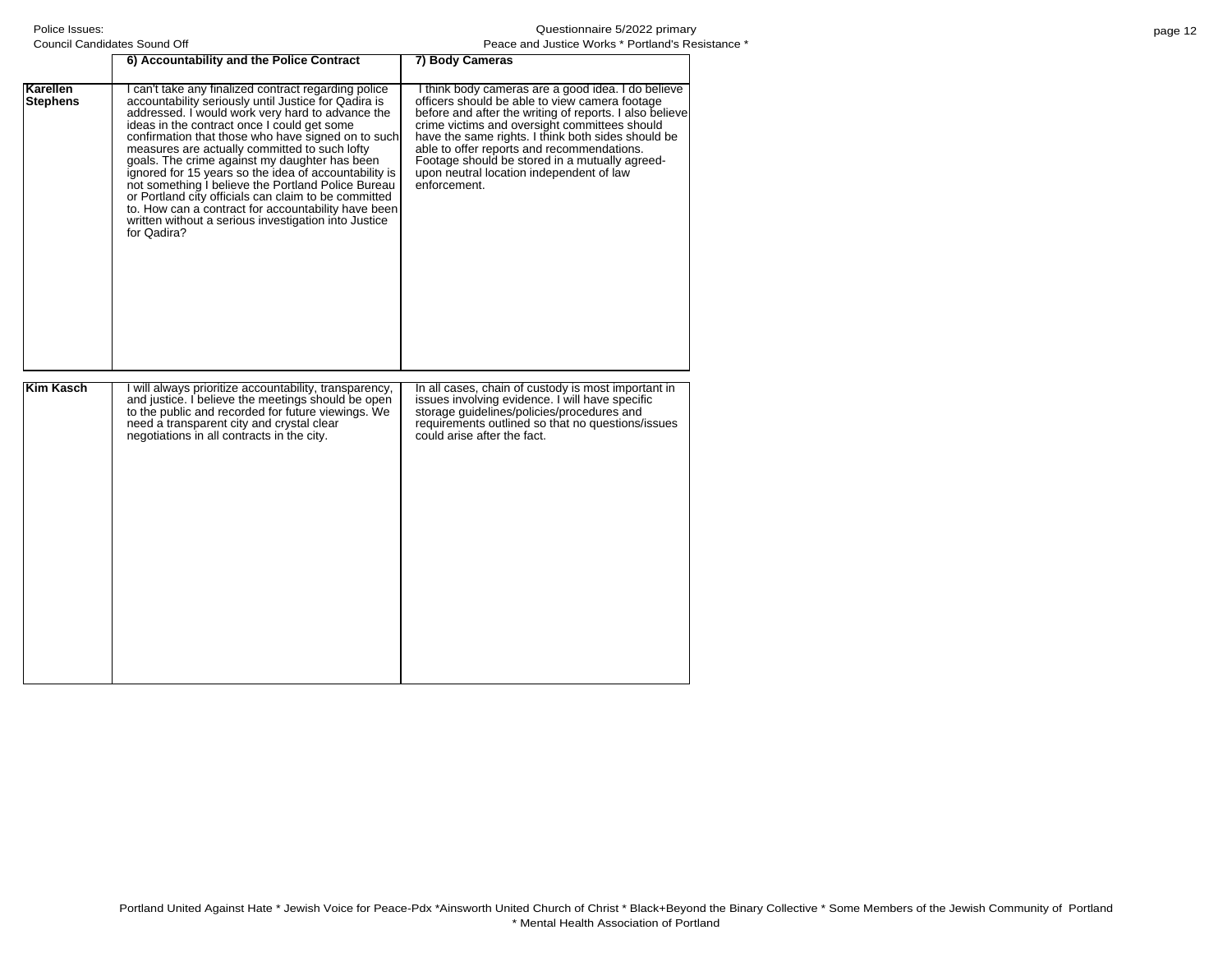| | 6) Accountability and the Police Contract | 7) Body Cameras |
|---|---|---|
| **Karellen Stephens** | I can't take any finalized contract regarding police accountability seriously until Justice for Qadira is addressed. I would work very hard to advance the ideas in the contract once I could get some confirmation that those who have signed on to such measures are actually committed to such lofty goals. The crime against my daughter has been ignored for 15 years so the idea of accountability is not something I believe the Portland Police Bureau or Portland city officials can claim to be committed to. How can a contract for accountability have been written without a serious investigation into Justice for Qadira? | I think body cameras are a good idea. I do believe officers should be able to view camera footage before and after the writing of reports. I also believe crime victims and oversight committees should have the same rights. I think both sides should be able to offer reports and recommendations. Footage should be stored in a mutually agreed-upon neutral location independent of law enforcement. |
| **Kim Kasch** | I will always prioritize accountability, transparency, and justice. I believe the meetings should be open to the public and recorded for future viewings. We need a transparent city and crystal clear negotiations in all contracts in the city. | In all cases, chain of custody is most important in issues involving evidence. I will have specific storage guidelines/policies/procedures and requirements outlined so that no questions/issues could arise after the fact. |